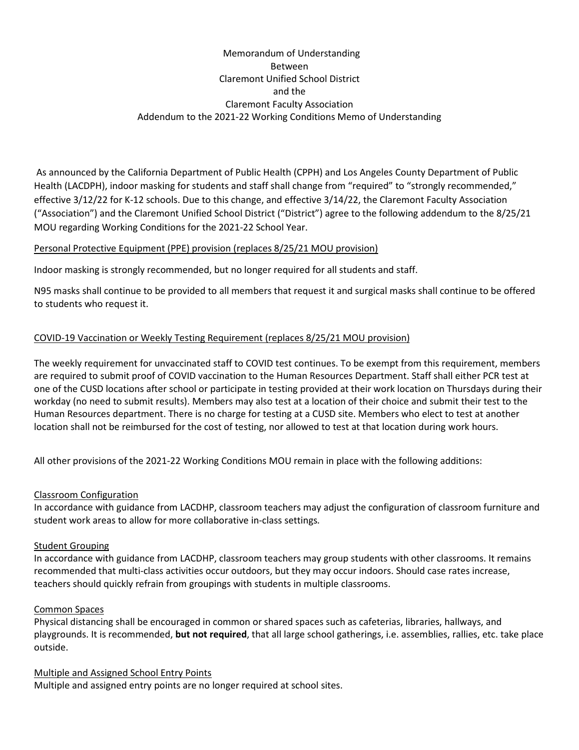Memorandum of Understanding
Between
Claremont Unified School District
and the
Claremont Faculty Association
Addendum to the 2021-22 Working Conditions Memo of Understanding

As announced by the California Department of Public Health (CPPH) and Los Angeles County Department of Public Health (LACDPH), indoor masking for students and staff shall change from "required" to "strongly recommended," effective 3/12/22 for K-12 schools. Due to this change, and effective 3/14/22, the Claremont Faculty Association ("Association") and the Claremont Unified School District ("District") agree to the following addendum to the 8/25/21 MOU regarding Working Conditions for the 2021-22 School Year.

<u>Personal Protective Equipment (PPE) provision (replaces 8/25/21 MOU provision)</u>

Indoor masking is strongly recommended, but no longer required for all students and staff.

N95 masks shall continue to be provided to all members that request it and surgical masks shall continue to be offered to students who request it.

<u>COVID-19 Vaccination or Weekly Testing Requirement (replaces 8/25/21 MOU provision)</u>

The weekly requirement for unvaccinated staff to COVID test continues. To be exempt from this requirement, members are required to submit proof of COVID vaccination to the Human Resources Department. Staff shall either PCR test at one of the CUSD locations after school or participate in testing provided at their work location on Thursdays during their workday (no need to submit results). Members may also test at a location of their choice and submit their test to the Human Resources department. There is no charge for testing at a CUSD site. Members who elect to test at another location shall not be reimbursed for the cost of testing, nor allowed to test at that location during work hours.

All other provisions of the 2021-22 Working Conditions MOU remain in place with the following additions:

<u>Classroom Configuration</u>
In accordance with guidance from LACDHP, classroom teachers may adjust the configuration of classroom furniture and student work areas to allow for more collaborative in-class settings.

<u>Student Grouping</u>
In accordance with guidance from LACDHP, classroom teachers may group students with other classrooms. It remains recommended that multi-class activities occur outdoors, but they may occur indoors. Should case rates increase, teachers should quickly refrain from groupings with students in multiple classrooms.

<u>Common Spaces</u>
Physical distancing shall be encouraged in common or shared spaces such as cafeterias, libraries, hallways, and playgrounds. It is recommended, **but not required**, that all large school gatherings, i.e. assemblies, rallies, etc. take place outside.

<u>Multiple and Assigned School Entry Points</u>
Multiple and assigned entry points are no longer required at school sites.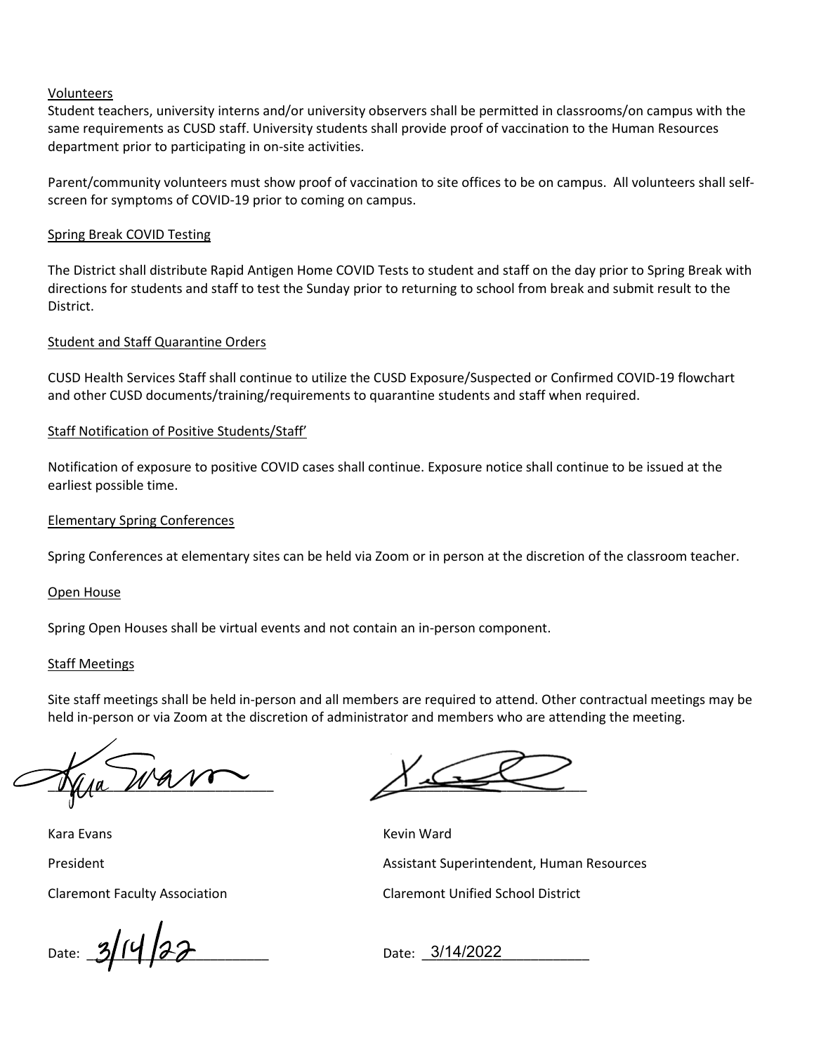<u>Volunteers</u>

Student teachers, university interns and/or university observers shall be permitted in classrooms/on campus with the same requirements as CUSD staff. University students shall provide proof of vaccination to the Human Resources department prior to participating in on-site activities.

Parent/community volunteers must show proof of vaccination to site offices to be on campus. All volunteers shall self-screen for symptoms of COVID-19 prior to coming on campus.

<u>Spring Break COVID Testing</u>

The District shall distribute Rapid Antigen Home COVID Tests to student and staff on the day prior to Spring Break with directions for students and staff to test the Sunday prior to returning to school from break and submit result to the District.

<u>Student and Staff Quarantine Orders</u>

CUSD Health Services Staff shall continue to utilize the CUSD Exposure/Suspected or Confirmed COVID-19 flowchart and other CUSD documents/training/requirements to quarantine students and staff when required.

<u>Staff Notification of Positive Students/Staff'</u>

Notification of exposure to positive COVID cases shall continue. Exposure notice shall continue to be issued at the earliest possible time.

<u>Elementary Spring Conferences</u>

Spring Conferences at elementary sites can be held via Zoom or in person at the discretion of the classroom teacher.

<u>Open House</u>

Spring Open Houses shall be virtual events and not contain an in-person component.

<u>Staff Meetings</u>

Site staff meetings shall be held in-person and all members are required to attend. Other contractual meetings may be held in-person or via Zoom at the discretion of administrator and members who are attending the meeting.

| | |
|---|---|
| Kara Evans | Kevin Ward |
| President | Assistant Superintendent, Human Resources |
| Claremont Faculty Association | Claremont Unified School District |
| Date: 3/14/22 | Date: 3/14/2022 |